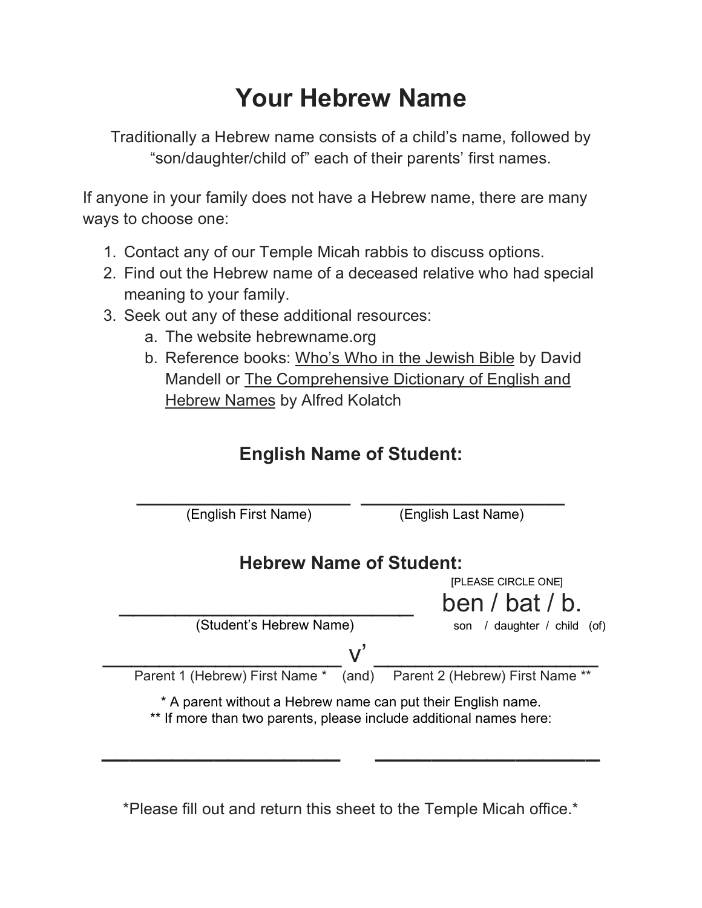# Your Hebrew Name

Traditionally a Hebrew name consists of a child's name, followed by "son/daughter/child of" each of their parents' first names.

If anyone in your family does not have a Hebrew name, there are many ways to choose one:

1. Contact any of our Temple Micah rabbis to discuss options.
2. Find out the Hebrew name of a deceased relative who had special meaning to your family.
3. Seek out any of these additional resources:
   a. The website hebrewname.org
   b. Reference books: <u>Who's Who in the Jewish Bible</u> by David Mandell or <u>The Comprehensive Dictionary of English and Hebrew Names</u> by Alfred Kolatch

## English Name of Student:

______________________ ______________________
(English First Name) (English Last Name)

## Hebrew Name of Student:

[PLEASE CIRCLE ONE]

__________________________ ben / bat / b.
(Student's Hebrew Name) son / daughter / child (of)

______________________ v' ______________________
Parent 1 (Hebrew) First Name * (and) Parent 2 (Hebrew) First Name **

\* A parent without a Hebrew name can put their English name.
\*\* If more than two parents, please include additional names here:

______________________ ______________________

*Please fill out and return this sheet to the Temple Micah office.*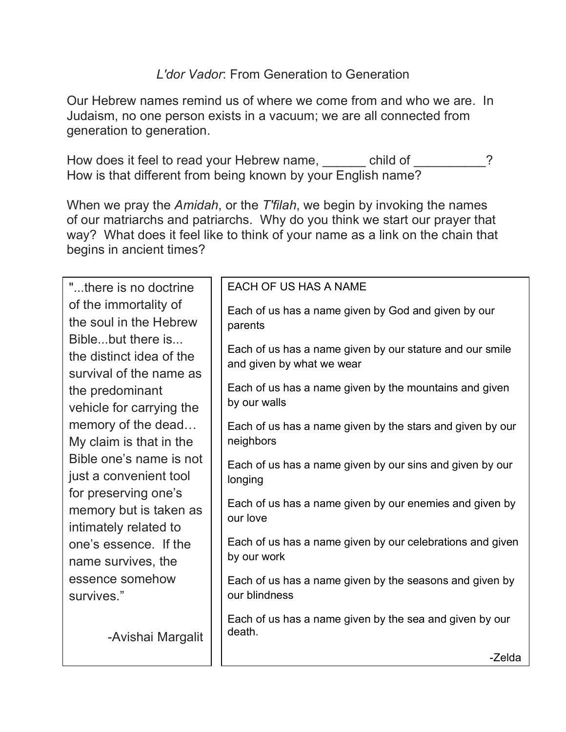# *L'dor Vador*: From Generation to Generation

Our Hebrew names remind us of where we come from and who we are. In Judaism, no one person exists in a vacuum; we are all connected from generation to generation.

How does it feel to read your Hebrew name, ______ child of __________? How is that different from being known by your English name?

When we pray the *Amidah*, or the *T'filah*, we begin by invoking the names of our matriarchs and patriarchs. Why do you think we start our prayer that way? What does it feel like to think of your name as a link on the chain that begins in ancient times?

"...there is no doctrine of the immortality of the soul in the Hebrew Bible...but there is... the distinct idea of the survival of the name as the predominant vehicle for carrying the memory of the dead… My claim is that in the Bible one's name is not just a convenient tool for preserving one's memory but is taken as intimately related to one's essence. If the name survives, the essence somehow survives."

-Avishai Margalit

EACH OF US HAS A NAME

Each of us has a name given by God and given by our parents

Each of us has a name given by our stature and our smile and given by what we wear

Each of us has a name given by the mountains and given by our walls

Each of us has a name given by the stars and given by our neighbors

Each of us has a name given by our sins and given by our longing

Each of us has a name given by our enemies and given by our love

Each of us has a name given by our celebrations and given by our work

Each of us has a name given by the seasons and given by our blindness

Each of us has a name given by the sea and given by our death.

-Zelda